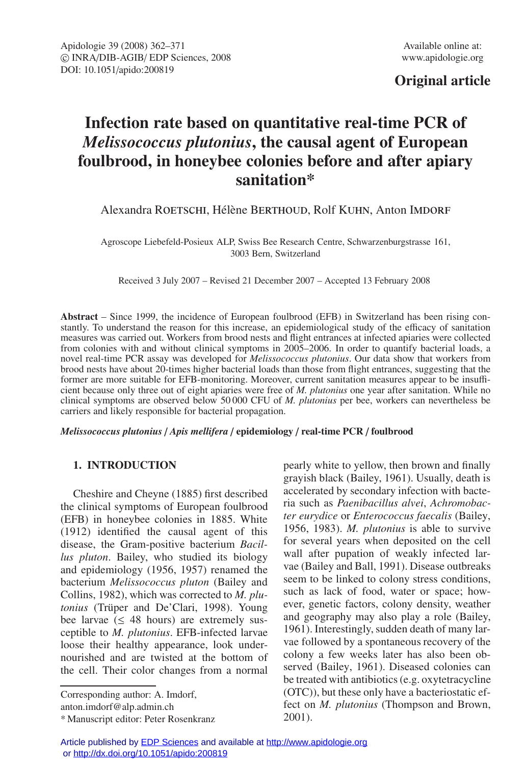Original article

# Infection rate based on quantitative real-time PCR of *Melissococcus plutonius*, the causal agent of European foulbrood, in honeybee colonies before and after apiary sanitation*

Alexandra Roetschi, Hélène Berthoud, Rolf Kuhn, Anton Imdorf

Agroscope Liebefeld-Posieux ALP, Swiss Bee Research Centre, Schwarzenburgstrasse 161, 3003 Bern, Switzerland

Received 3 July 2007 – Revised 21 December 2007 – Accepted 13 February 2008

**Abstract** – Since 1999, the incidence of European foulbrood (EFB) in Switzerland has been rising constantly. To understand the reason for this increase, an epidemiological study of the efficacy of sanitation measures was carried out. Workers from brood nests and flight entrances at infected apiaries were collected from colonies with and without clinical symptoms in 2005–2006. In order to quantify bacterial loads, a novel real-time PCR assay was developed for *Melissococcus plutonius*. Our data show that workers from brood nests have about 20-times higher bacterial loads than those from flight entrances, suggesting that the former are more suitable for EFB-monitoring. Moreover, current sanitation measures appear to be insufficient because only three out of eight apiaries were free of *M. plutonius* one year after sanitation. While no clinical symptoms are observed below 50 000 CFU of *M. plutonius* per bee, workers can nevertheless be carriers and likely responsible for bacterial propagation.

***Melissococcus plutonius* / *Apis mellifera* / epidemiology / real-time PCR / foulbrood**

## 1. INTRODUCTION

Cheshire and Cheyne (1885) first described the clinical symptoms of European foulbrood (EFB) in honeybee colonies in 1885. White (1912) identified the causal agent of this disease, the Gram-positive bacterium *Bacillus pluton*. Bailey, who studied its biology and epidemiology (1956, 1957) renamed the bacterium *Melissococcus pluton* (Bailey and Collins, 1982), which was corrected to *M. plutonius* (Trüper and De'Clari, 1998). Young bee larvae (≤ 48 hours) are extremely susceptible to *M. plutonius*. EFB-infected larvae loose their healthy appearance, look undernourished and are twisted at the bottom of the cell. Their color changes from a normal pearly white to yellow, then brown and finally grayish black (Bailey, 1961). Usually, death is accelerated by secondary infection with bacteria such as *Paenibacillus alvei*, *Achromobacter eurydice* or *Enterococcus faecalis* (Bailey, 1956, 1983). *M. plutonius* is able to survive for several years when deposited on the cell wall after pupation of weakly infected larvae (Bailey and Ball, 1991). Disease outbreaks seem to be linked to colony stress conditions, such as lack of food, water or space; however, genetic factors, colony density, weather and geography may also play a role (Bailey, 1961). Interestingly, sudden death of many larvae followed by a spontaneous recovery of the colony a few weeks later has also been observed (Bailey, 1961). Diseased colonies can be treated with antibiotics (e.g. oxytetracycline (OTC)), but these only have a bacteriostatic effect on *M. plutonius* (Thompson and Brown, 2001).

Corresponding author: A. Imdorf, anton.imdorf@alp.admin.ch

\* Manuscript editor: Peter Rosenkranz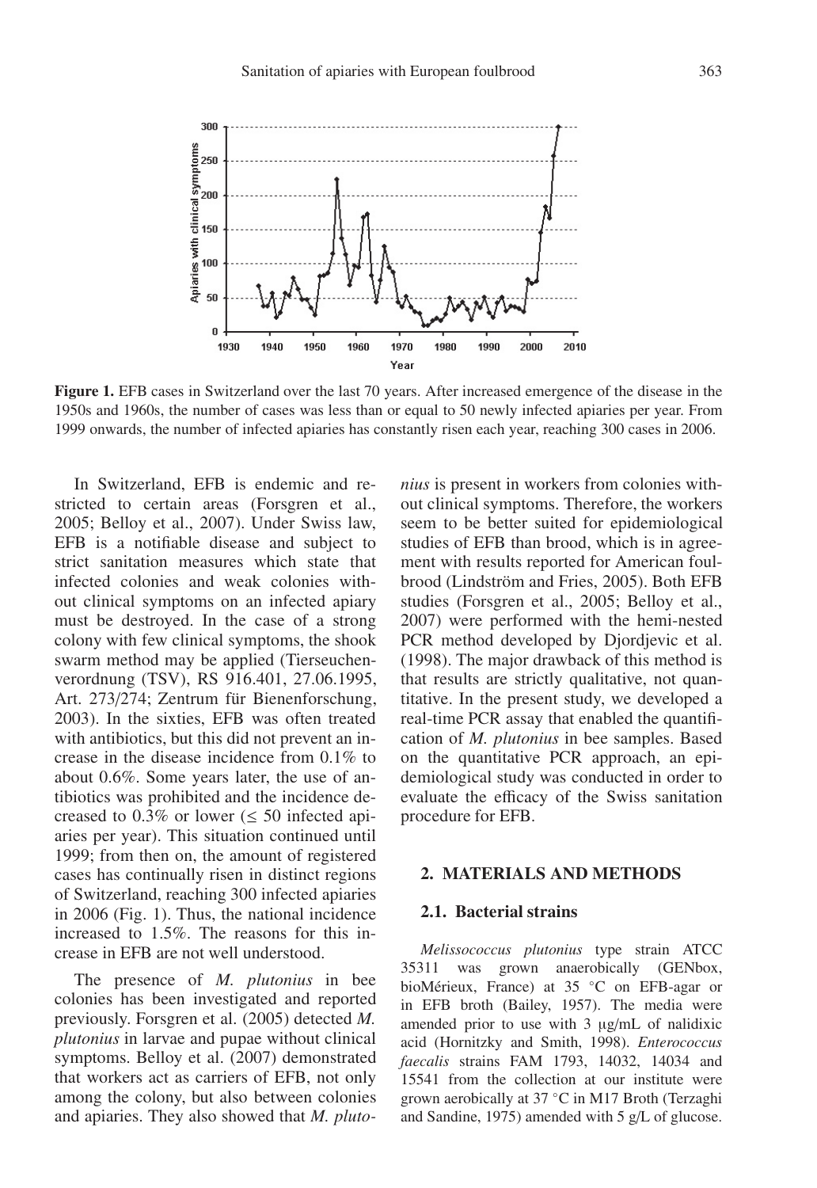**Figure 1.** EFB cases in Switzerland over the last 70 years. After increased emergence of the disease in the 1950s and 1960s, the number of cases was less than or equal to 50 newly infected apiaries per year. From 1999 onwards, the number of infected apiaries has constantly risen each year, reaching 300 cases in 2006.

In Switzerland, EFB is endemic and restricted to certain areas (Forsgren et al., 2005; Belloy et al., 2007). Under Swiss law, EFB is a notifiable disease and subject to strict sanitation measures which state that infected colonies and weak colonies without clinical symptoms on an infected apiary must be destroyed. In the case of a strong colony with few clinical symptoms, the shook swarm method may be applied (Tierseuchenverordnung (TSV), RS 916.401, 27.06.1995, Art. 273/274; Zentrum für Bienenforschung, 2003). In the sixties, EFB was often treated with antibiotics, but this did not prevent an increase in the disease incidence from 0.1% to about 0.6%. Some years later, the use of antibiotics was prohibited and the incidence decreased to 0.3% or lower (≤ 50 infected apiaries per year). This situation continued until 1999; from then on, the amount of registered cases has continually risen in distinct regions of Switzerland, reaching 300 infected apiaries in 2006 (Fig. 1). Thus, the national incidence increased to 1.5%. The reasons for this increase in EFB are not well understood.

The presence of *M. plutonius* in bee colonies has been investigated and reported previously. Forsgren et al. (2005) detected *M. plutonius* in larvae and pupae without clinical symptoms. Belloy et al. (2007) demonstrated that workers act as carriers of EFB, not only among the colony, but also between colonies and apiaries. They also showed that *M. plutonius* is present in workers from colonies without clinical symptoms. Therefore, the workers seem to be better suited for epidemiological studies of EFB than brood, which is in agreement with results reported for American foulbrood (Lindström and Fries, 2005). Both EFB studies (Forsgren et al., 2005; Belloy et al., 2007) were performed with the hemi-nested PCR method developed by Djordjevic et al. (1998). The major drawback of this method is that results are strictly qualitative, not quantitative. In the present study, we developed a real-time PCR assay that enabled the quantification of *M. plutonius* in bee samples. Based on the quantitative PCR approach, an epidemiological study was conducted in order to evaluate the efficacy of the Swiss sanitation procedure for EFB.

## 2. MATERIALS AND METHODS

### 2.1. Bacterial strains

*Melissococcus plutonius* type strain ATCC 35311 was grown anaerobically (GENbox, bioMérieux, France) at 35 °C on EFB-agar or in EFB broth (Bailey, 1957). The media were amended prior to use with 3 μg/mL of nalidixic acid (Hornitzky and Smith, 1998). *Enterococcus faecalis* strains FAM 1793, 14032, 14034 and 15541 from the collection at our institute were grown aerobically at 37 °C in M17 Broth (Terzaghi and Sandine, 1975) amended with 5 g/L of glucose.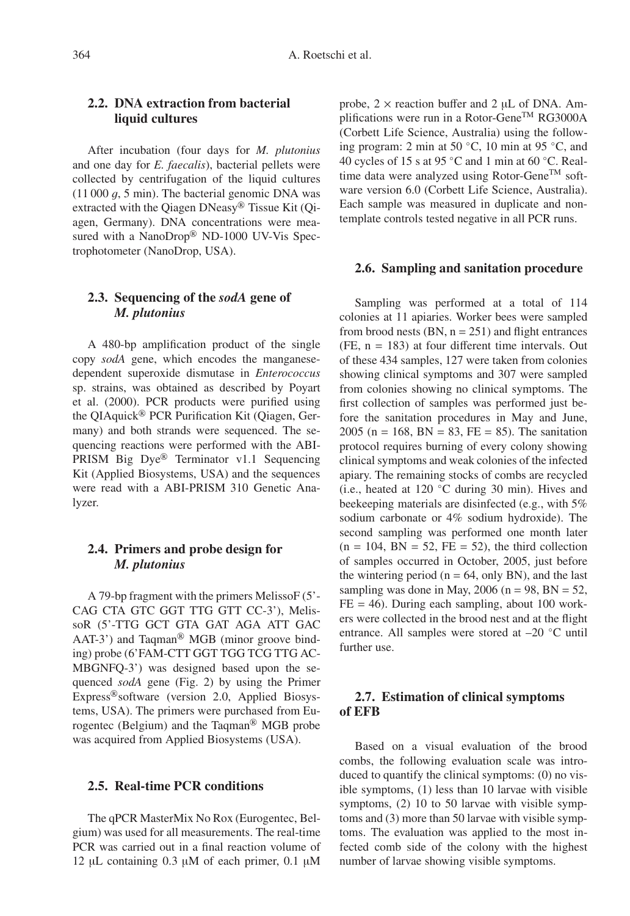### 2.2. DNA extraction from bacterial liquid cultures

After incubation (four days for *M. plutonius* and one day for *E. faecalis*), bacterial pellets were collected by centrifugation of the liquid cultures (11 000 *g*, 5 min). The bacterial genomic DNA was extracted with the Qiagen DNeasy® Tissue Kit (Qiagen, Germany). DNA concentrations were measured with a NanoDrop® ND-1000 UV-Vis Spectrophotometer (NanoDrop, USA).

### 2.3. Sequencing of the *sodA* gene of *M. plutonius*

A 480-bp amplification product of the single copy *sodA* gene, which encodes the manganese-dependent superoxide dismutase in *Enterococcus* sp. strains, was obtained as described by Poyart et al. (2000). PCR products were purified using the QIAquick® PCR Purification Kit (Qiagen, Germany) and both strands were sequenced. The sequencing reactions were performed with the ABI-PRISM Big Dye® Terminator v1.1 Sequencing Kit (Applied Biosystems, USA) and the sequences were read with a ABI-PRISM 310 Genetic Analyzer.

### 2.4. Primers and probe design for *M. plutonius*

A 79-bp fragment with the primers MelissoF (5'-CAG CTA GTC GGT TTG GTT CC-3'), MelissoR (5'-TTG GCT GTA GAT AGA ATT GAC AAT-3') and Taqman® MGB (minor groove binding) probe (6'FAM-CTT GGT TGG TCG TTG AC-MBGNFQ-3') was designed based upon the sequenced *sodA* gene (Fig. 2) by using the Primer Express®software (version 2.0, Applied Biosystems, USA). The primers were purchased from Eurogentec (Belgium) and the Taqman® MGB probe was acquired from Applied Biosystems (USA).

### 2.5. Real-time PCR conditions

The qPCR MasterMix No Rox (Eurogentec, Belgium) was used for all measurements. The real-time PCR was carried out in a final reaction volume of 12 μL containing 0.3 μM of each primer, 0.1 μM probe, 2 × reaction buffer and 2 μL of DNA. Amplifications were run in a Rotor-Gene™ RG3000A (Corbett Life Science, Australia) using the following program: 2 min at 50 °C, 10 min at 95 °C, and 40 cycles of 15 s at 95 °C and 1 min at 60 °C. Real-time data were analyzed using Rotor-Gene™ software version 6.0 (Corbett Life Science, Australia). Each sample was measured in duplicate and non-template controls tested negative in all PCR runs.

### 2.6. Sampling and sanitation procedure

Sampling was performed at a total of 114 colonies at 11 apiaries. Worker bees were sampled from brood nests (BN, n = 251) and flight entrances (FE, n = 183) at four different time intervals. Out of these 434 samples, 127 were taken from colonies showing clinical symptoms and 307 were sampled from colonies showing no clinical symptoms. The first collection of samples was performed just before the sanitation procedures in May and June, 2005 (n = 168, BN = 83, FE = 85). The sanitation protocol requires burning of every colony showing clinical symptoms and weak colonies of the infected apiary. The remaining stocks of combs are recycled (i.e., heated at 120 °C during 30 min). Hives and beekeeping materials are disinfected (e.g., with 5% sodium carbonate or 4% sodium hydroxide). The second sampling was performed one month later (n = 104, BN = 52, FE = 52), the third collection of samples occurred in October, 2005, just before the wintering period (n = 64, only BN), and the last sampling was done in May, 2006 (n = 98, BN = 52, FE = 46). During each sampling, about 100 workers were collected in the brood nest and at the flight entrance. All samples were stored at –20 °C until further use.

### 2.7. Estimation of clinical symptoms of EFB

Based on a visual evaluation of the brood combs, the following evaluation scale was introduced to quantify the clinical symptoms: (0) no visible symptoms, (1) less than 10 larvae with visible symptoms, (2) 10 to 50 larvae with visible symptoms and (3) more than 50 larvae with visible symptoms. The evaluation was applied to the most infected comb side of the colony with the highest number of larvae showing visible symptoms.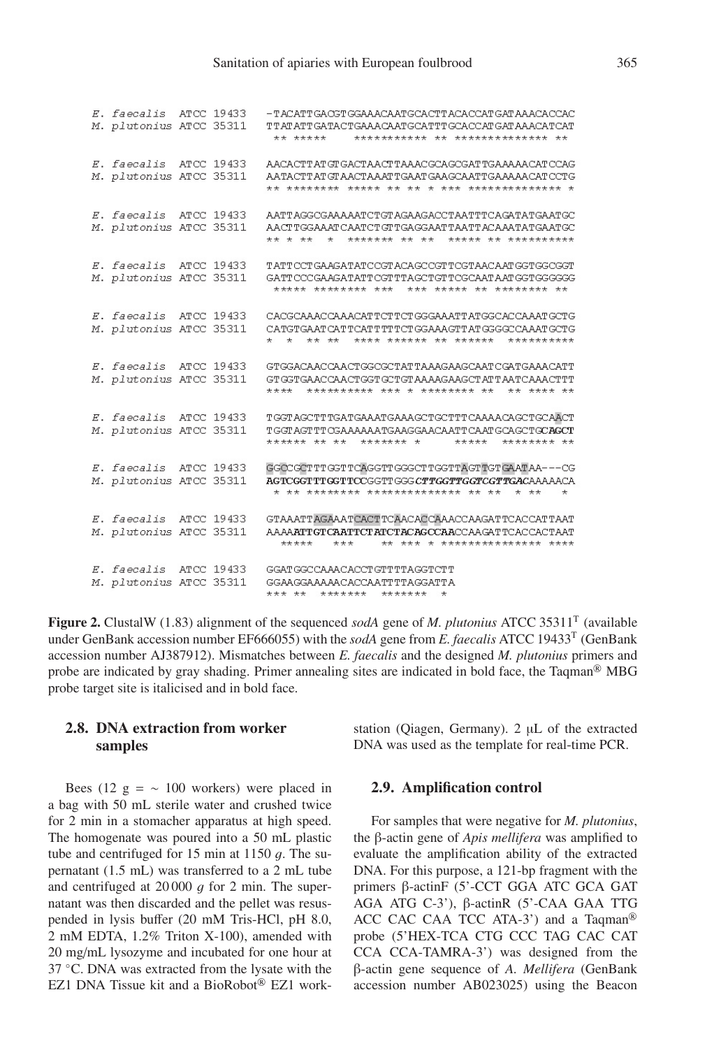```
E. faecalis  ATCC 19433    -TACATTGACGTGGAAACAATGCACTTACACCATGATAAACACCAC
M. plutonius ATCC 35311    TTATATTGATACTGAAACAATGCATTTGCACCATGATAAACATCAT
                            ** *****    *********** ** ************** **

E. faecalis  ATCC 19433    AACACTTATGTGACTAACTTAAACGCAGCGATTGAAAAACATCCAG
M. plutonius ATCC 35311    AATACTTATGTAACTAAATTGAATGAAGCAATTGAAAAACATCCTG
                           ** ******** ***** ** ** * *** ************** *

E. faecalis  ATCC 19433    AATTAGGCGAAAAATCTGTAGAAGACCTAATTTCAGATATGAATGC
M. plutonius ATCC 35311    AACTTGGAAATCAATCTGTTGAGGAATTAATTACAAATATGAATGC
                           ** * **  *  ******* ** **  ***** ** **********

E. faecalis  ATCC 19433    TATTCCTGAAGATATCCGTACAGCCGTTCGTAACAATGGTGGCGGT
M. plutonius ATCC 35311    GATTCCCGAAGATATTCGTTTAGCTGTTCGCAATAATGGTGGGGGG
                            ***** ******** ***   *** ***** ** ******** **

E. faecalis  ATCC 19433    CACGCAAACCAAACATTCTTCTGGGAAATTATGGCACCAAATGCTG
M. plutonius ATCC 35311    CATGTGAATCATTCATTTTTCTGGAAAGTTATGGGGCCAAATGCTG
                           *  *  ** **  **** ****** ** ******  **********

E. faecalis  ATCC 19433    GTGGACAACCAACTGGCGCTATTAAAGAAGCAATCGATGAAACATT
M. plutonius ATCC 35311    GTGGTGAACCAACTGGTGCTGTAAAAGAAGCTATTAATCAAACTTT
                           ****  ********** *** * ******** **  ** **** **

E. faecalis  ATCC 19433    TGGTAGCTTTGATGAAATGAAAGCTGCTTTCAAAACAGCTGCAACT
M. plutonius ATCC 35311    TGGTAGTTTCGAAAAAATGAAGGAACAATTCAATGCAGCTGCAGCT
                           ****** ** **  ******* *      *****  ******** **

E. faecalis  ATCC 19433    GGCCGCTTTGGTTCAGGTTGGGCTTGGTTAGTTGTGAATAA---CG
M. plutonius ATCC 35311    AGTCGGTTTGGTTCCGGTTGGGCTTGGTTGGTCGTTGACAAAAACA
                            * ** ******** ************** ** **  * **   *

E. faecalis  ATCC 19433    GTAAATTAGAAATCACTTCAACACCAAACCAAGATTCACCATTAAT
M. plutonius ATCC 35311    AAAAATTGTCAATTCTATCTACAGCCAACCAAGATTCACCACTAAT
                             *****   ***     ** *** * *************** ****

E. faecalis  ATCC 19433    GGATGGCCAAACACCTGTTTAGGTCTT
M. plutonius ATCC 35311    GGAAGGAAAAACACCAATTTAGGATTA
                           *** **  *******  *******  *
```

**Figure 2.** ClustalW (1.83) alignment of the sequenced *sodA* gene of *M. plutonius* ATCC 35311[T] (available under GenBank accession number EF666055) with the *sodA* gene from *E. faecalis* ATCC 19433[T] (GenBank accession number AJ387912). Mismatches between *E. faecalis* and the designed *M. plutonius* primers and probe are indicated by gray shading. Primer annealing sites are indicated in bold face, the Taqman® MBG probe target site is italicised and in bold face.

### 2.8. DNA extraction from worker samples

Bees (12 g = ∼ 100 workers) were placed in a bag with 50 mL sterile water and crushed twice for 2 min in a stomacher apparatus at high speed. The homogenate was poured into a 50 mL plastic tube and centrifuged for 15 min at 1150 *g*. The supernatant (1.5 mL) was transferred to a 2 mL tube and centrifuged at 20 000 *g* for 2 min. The supernatant was then discarded and the pellet was resuspended in lysis buffer (20 mM Tris-HCl, pH 8.0, 2 mM EDTA, 1.2% Triton X-100), amended with 20 mg/mL lysozyme and incubated for one hour at 37 °C. DNA was extracted from the lysate with the EZ1 DNA Tissue kit and a BioRobot® EZ1 workstation (Qiagen, Germany). 2 μL of the extracted DNA was used as the template for real-time PCR.

### 2.9. Amplification control

For samples that were negative for *M. plutonius*, the β-actin gene of *Apis mellifera* was amplified to evaluate the amplification ability of the extracted DNA. For this purpose, a 121-bp fragment with the primers β-actinF (5'-CCT GGA ATC GCA GAT AGA ATG C-3'), β-actinR (5'-CAA GAA TTG ACC CAC CAA TCC ATA-3') and a Taqman® probe (5'HEX-TCA CTG CCC TAG CAC CAT CCA CCA-TAMRA-3') was designed from the β-actin gene sequence of *A. Mellifera* (GenBank accession number AB023025) using the Beacon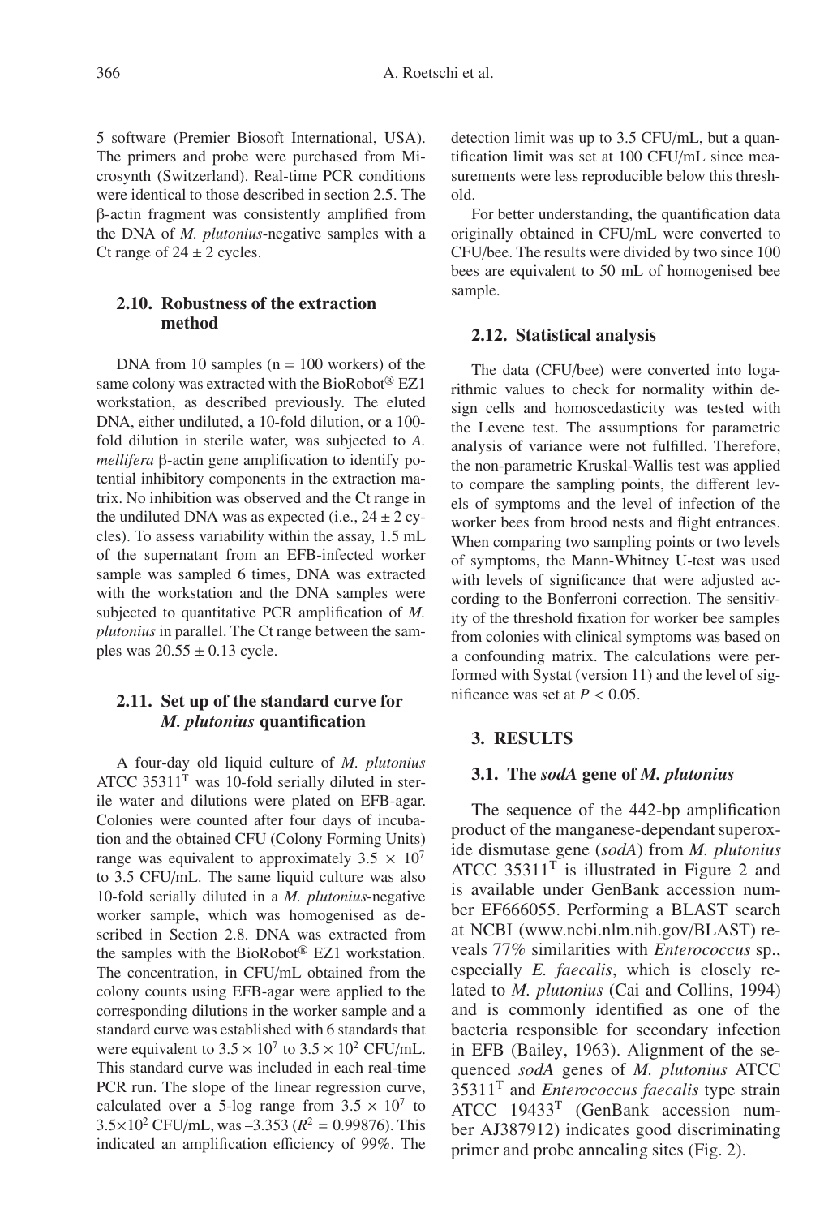5 software (Premier Biosoft International, USA). The primers and probe were purchased from Microsynth (Switzerland). Real-time PCR conditions were identical to those described in section 2.5. The β-actin fragment was consistently amplified from the DNA of *M. plutonius*-negative samples with a Ct range of $24 \pm 2$ cycles.

### 2.10. Robustness of the extraction method

DNA from 10 samples (n = 100 workers) of the same colony was extracted with the BioRobot® EZ1 workstation, as described previously. The eluted DNA, either undiluted, a 10-fold dilution, or a 100-fold dilution in sterile water, was subjected to *A. mellifera* β-actin gene amplification to identify potential inhibitory components in the extraction matrix. No inhibition was observed and the Ct range in the undiluted DNA was as expected (i.e., $24 \pm 2$ cycles). To assess variability within the assay, 1.5 mL of the supernatant from an EFB-infected worker sample was sampled 6 times, DNA was extracted with the workstation and the DNA samples were subjected to quantitative PCR amplification of *M. plutonius* in parallel. The Ct range between the samples was $20.55 \pm 0.13$ cycle.

### 2.11. Set up of the standard curve for *M. plutonius* quantification

A four-day old liquid culture of *M. plutonius* ATCC 35311[T] was 10-fold serially diluted in sterile water and dilutions were plated on EFB-agar. Colonies were counted after four days of incubation and the obtained CFU (Colony Forming Units) range was equivalent to approximately $3.5 \times 10^7$ to 3.5 CFU/mL. The same liquid culture was also 10-fold serially diluted in a *M. plutonius*-negative worker sample, which was homogenised as described in Section 2.8. DNA was extracted from the samples with the BioRobot® EZ1 workstation. The concentration, in CFU/mL obtained from the colony counts using EFB-agar were applied to the corresponding dilutions in the worker sample and a standard curve was established with 6 standards that were equivalent to $3.5 \times 10^7$ to $3.5 \times 10^2$ CFU/mL. This standard curve was included in each real-time PCR run. The slope of the linear regression curve, calculated over a 5-log range from $3.5 \times 10^7$ to $3.5 \times 10^2$ CFU/mL, was –3.353 ($R^2 = 0.99876$). This indicated an amplification efficiency of 99%. The detection limit was up to 3.5 CFU/mL, but a quantification limit was set at 100 CFU/mL since measurements were less reproducible below this threshold.

For better understanding, the quantification data originally obtained in CFU/mL were converted to CFU/bee. The results were divided by two since 100 bees are equivalent to 50 mL of homogenised bee sample.

### 2.12. Statistical analysis

The data (CFU/bee) were converted into logarithmic values to check for normality within design cells and homoscedasticity was tested with the Levene test. The assumptions for parametric analysis of variance were not fulfilled. Therefore, the non-parametric Kruskal-Wallis test was applied to compare the sampling points, the different levels of symptoms and the level of infection of the worker bees from brood nests and flight entrances. When comparing two sampling points or two levels of symptoms, the Mann-Whitney U-test was used with levels of significance that were adjusted according to the Bonferroni correction. The sensitivity of the threshold fixation for worker bee samples from colonies with clinical symptoms was based on a confounding matrix. The calculations were performed with Systat (version 11) and the level of significance was set at $P < 0.05$.

## 3. RESULTS

### 3.1. The *sodA* gene of *M. plutonius*

The sequence of the 442-bp amplification product of the manganese-dependant superoxide dismutase gene (*sodA*) from *M. plutonius* ATCC 35311[T] is illustrated in Figure 2 and is available under GenBank accession number EF666055. Performing a BLAST search at NCBI (www.ncbi.nlm.nih.gov/BLAST) reveals 77% similarities with *Enterococcus* sp., especially *E. faecalis*, which is closely related to *M. plutonius* (Cai and Collins, 1994) and is commonly identified as one of the bacteria responsible for secondary infection in EFB (Bailey, 1963). Alignment of the sequenced *sodA* genes of *M. plutonius* ATCC 35311[T] and *Enterococcus faecalis* type strain ATCC 19433[T] (GenBank accession number AJ387912) indicates good discriminating primer and probe annealing sites (Fig. 2).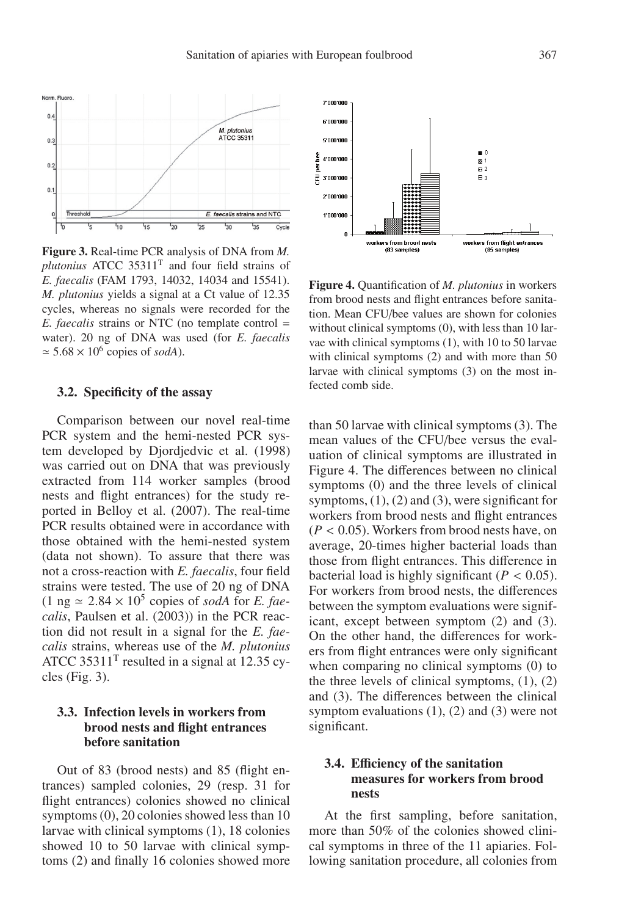**Figure 3.** Real-time PCR analysis of DNA from *M. plutonius* ATCC 35311$^T$ and four field strains of *E. faecalis* (FAM 1793, 14032, 14034 and 15541). *M. plutonius* yields a signal at a Ct value of 12.35 cycles, whereas no signals were recorded for the *E. faecalis* strains or NTC (no template control = water). 20 ng of DNA was used (for *E. faecalis* $\simeq 5.68 \times 10^6$ copies of *sodA*).

### 3.2. Specificity of the assay

Comparison between our novel real-time PCR system and the hemi-nested PCR system developed by Djordjedvic et al. (1998) was carried out on DNA that was previously extracted from 114 worker samples (brood nests and flight entrances) for the study reported in Belloy et al. (2007). The real-time PCR results obtained were in accordance with those obtained with the hemi-nested system (data not shown). To assure that there was not a cross-reaction with *E. faecalis*, four field strains were tested. The use of 20 ng of DNA (1 ng $\simeq 2.84 \times 10^5$ copies of *sodA* for *E. faecalis*, Paulsen et al. (2003)) in the PCR reaction did not result in a signal for the *E. faecalis* strains, whereas use of the *M. plutonius* ATCC 35311$^T$ resulted in a signal at 12.35 cycles (Fig. 3).

### 3.3. Infection levels in workers from brood nests and flight entrances before sanitation

Out of 83 (brood nests) and 85 (flight entrances) sampled colonies, 29 (resp. 31 for flight entrances) colonies showed no clinical symptoms (0), 20 colonies showed less than 10 larvae with clinical symptoms (1), 18 colonies showed 10 to 50 larvae with clinical symptoms (2) and finally 16 colonies showed more than 50 larvae with clinical symptoms (3). The mean values of the CFU/bee versus the evaluation of clinical symptoms are illustrated in Figure 4. The differences between no clinical symptoms (0) and the three levels of clinical symptoms, (1), (2) and (3), were significant for workers from brood nests and flight entrances ($P < 0.05$). Workers from brood nests have, on average, 20-times higher bacterial loads than those from flight entrances. This difference in bacterial load is highly significant ($P < 0.05$). For workers from brood nests, the differences between the symptom evaluations were significant, except between symptom (2) and (3). On the other hand, the differences for workers from flight entrances were only significant when comparing no clinical symptoms (0) to the three levels of clinical symptoms, (1), (2) and (3). The differences between the clinical symptom evaluations (1), (2) and (3) were not significant.

**Figure 4.** Quantification of *M. plutonius* in workers from brood nests and flight entrances before sanitation. Mean CFU/bee values are shown for colonies without clinical symptoms (0), with less than 10 larvae with clinical symptoms (1), with 10 to 50 larvae with clinical symptoms (2) and with more than 50 larvae with clinical symptoms (3) on the most infected comb side.

### 3.4. Efficiency of the sanitation measures for workers from brood nests

At the first sampling, before sanitation, more than 50% of the colonies showed clinical symptoms in three of the 11 apiaries. Following sanitation procedure, all colonies from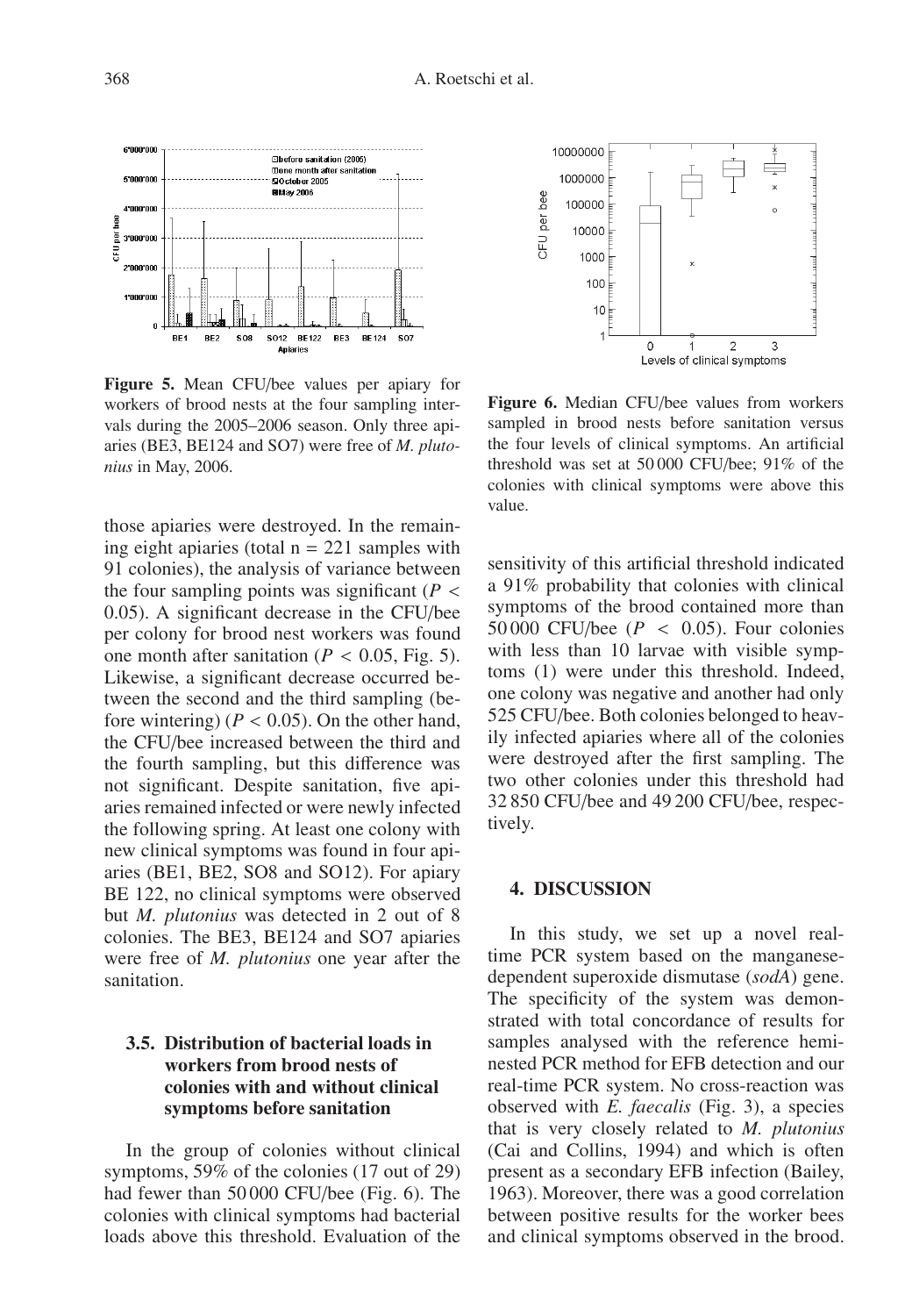**Figure 5.** Mean CFU/bee values per apiary for workers of brood nests at the four sampling intervals during the 2005–2006 season. Only three apiaries (BE3, BE124 and SO7) were free of *M. plutonius* in May, 2006.

**Figure 6.** Median CFU/bee values from workers sampled in brood nests before sanitation versus the four levels of clinical symptoms. An artificial threshold was set at 50 000 CFU/bee; 91% of the colonies with clinical symptoms were above this value.

those apiaries were destroyed. In the remaining eight apiaries (total n = 221 samples with 91 colonies), the analysis of variance between the four sampling points was significant ($P < 0.05$). A significant decrease in the CFU/bee per colony for brood nest workers was found one month after sanitation ($P < 0.05$, Fig. 5). Likewise, a significant decrease occurred between the second and the third sampling (before wintering) ($P < 0.05$). On the other hand, the CFU/bee increased between the third and the fourth sampling, but this difference was not significant. Despite sanitation, five apiaries remained infected or were newly infected the following spring. At least one colony with new clinical symptoms was found in four apiaries (BE1, BE2, SO8 and SO12). For apiary BE 122, no clinical symptoms were observed but *M. plutonius* was detected in 2 out of 8 colonies. The BE3, BE124 and SO7 apiaries were free of *M. plutonius* one year after the sanitation.

### 3.5. Distribution of bacterial loads in workers from brood nests of colonies with and without clinical symptoms before sanitation

In the group of colonies without clinical symptoms, 59% of the colonies (17 out of 29) had fewer than 50 000 CFU/bee (Fig. 6). The colonies with clinical symptoms had bacterial loads above this threshold. Evaluation of the sensitivity of this artificial threshold indicated a 91% probability that colonies with clinical symptoms of the brood contained more than 50 000 CFU/bee ($P < 0.05$). Four colonies with less than 10 larvae with visible symptoms (1) were under this threshold. Indeed, one colony was negative and another had only 525 CFU/bee. Both colonies belonged to heavily infected apiaries where all of the colonies were destroyed after the first sampling. The two other colonies under this threshold had 32 850 CFU/bee and 49 200 CFU/bee, respectively.

## 4. DISCUSSION

In this study, we set up a novel real-time PCR system based on the manganese-dependent superoxide dismutase (*sodA*) gene. The specificity of the system was demonstrated with total concordance of results for samples analysed with the reference hemi-nested PCR method for EFB detection and our real-time PCR system. No cross-reaction was observed with *E. faecalis* (Fig. 3), a species that is very closely related to *M. plutonius* (Cai and Collins, 1994) and which is often present as a secondary EFB infection (Bailey, 1963). Moreover, there was a good correlation between positive results for the worker bees and clinical symptoms observed in the brood.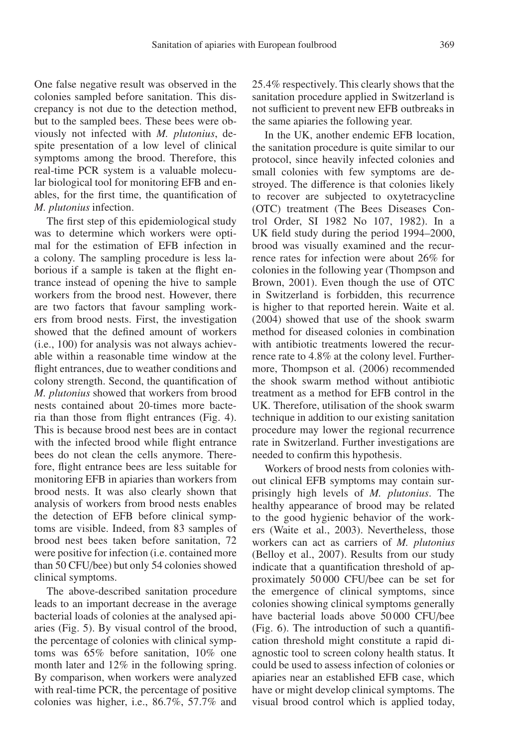One false negative result was observed in the colonies sampled before sanitation. This discrepancy is not due to the detection method, but to the sampled bees. These bees were obviously not infected with *M. plutonius*, despite presentation of a low level of clinical symptoms among the brood. Therefore, this real-time PCR system is a valuable molecular biological tool for monitoring EFB and enables, for the first time, the quantification of *M. plutonius* infection.

The first step of this epidemiological study was to determine which workers were optimal for the estimation of EFB infection in a colony. The sampling procedure is less laborious if a sample is taken at the flight entrance instead of opening the hive to sample workers from the brood nest. However, there are two factors that favour sampling workers from brood nests. First, the investigation showed that the defined amount of workers (i.e., 100) for analysis was not always achievable within a reasonable time window at the flight entrances, due to weather conditions and colony strength. Second, the quantification of *M. plutonius* showed that workers from brood nests contained about 20-times more bacteria than those from flight entrances (Fig. 4). This is because brood nest bees are in contact with the infected brood while flight entrance bees do not clean the cells anymore. Therefore, flight entrance bees are less suitable for monitoring EFB in apiaries than workers from brood nests. It was also clearly shown that analysis of workers from brood nests enables the detection of EFB before clinical symptoms are visible. Indeed, from 83 samples of brood nest bees taken before sanitation, 72 were positive for infection (i.e. contained more than 50 CFU/bee) but only 54 colonies showed clinical symptoms.

The above-described sanitation procedure leads to an important decrease in the average bacterial loads of colonies at the analysed apiaries (Fig. 5). By visual control of the brood, the percentage of colonies with clinical symptoms was 65% before sanitation, 10% one month later and 12% in the following spring. By comparison, when workers were analyzed with real-time PCR, the percentage of positive colonies was higher, i.e., 86.7%, 57.7% and 25.4% respectively. This clearly shows that the sanitation procedure applied in Switzerland is not sufficient to prevent new EFB outbreaks in the same apiaries the following year.

In the UK, another endemic EFB location, the sanitation procedure is quite similar to our protocol, since heavily infected colonies and small colonies with few symptoms are destroyed. The difference is that colonies likely to recover are subjected to oxytetracycline (OTC) treatment (The Bees Diseases Control Order, SI 1982 No 107, 1982). In a UK field study during the period 1994–2000, brood was visually examined and the recurrence rates for infection were about 26% for colonies in the following year (Thompson and Brown, 2001). Even though the use of OTC in Switzerland is forbidden, this recurrence is higher to that reported herein. Waite et al. (2004) showed that use of the shook swarm method for diseased colonies in combination with antibiotic treatments lowered the recurrence rate to 4.8% at the colony level. Furthermore, Thompson et al. (2006) recommended the shook swarm method without antibiotic treatment as a method for EFB control in the UK. Therefore, utilisation of the shook swarm technique in addition to our existing sanitation procedure may lower the regional recurrence rate in Switzerland. Further investigations are needed to confirm this hypothesis.

Workers of brood nests from colonies without clinical EFB symptoms may contain surprisingly high levels of *M. plutonius*. The healthy appearance of brood may be related to the good hygienic behavior of the workers (Waite et al., 2003). Nevertheless, those workers can act as carriers of *M. plutonius* (Belloy et al., 2007). Results from our study indicate that a quantification threshold of approximately 50 000 CFU/bee can be set for the emergence of clinical symptoms, since colonies showing clinical symptoms generally have bacterial loads above 50 000 CFU/bee (Fig. 6). The introduction of such a quantification threshold might constitute a rapid diagnostic tool to screen colony health status. It could be used to assess infection of colonies or apiaries near an established EFB case, which have or might develop clinical symptoms. The visual brood control which is applied today,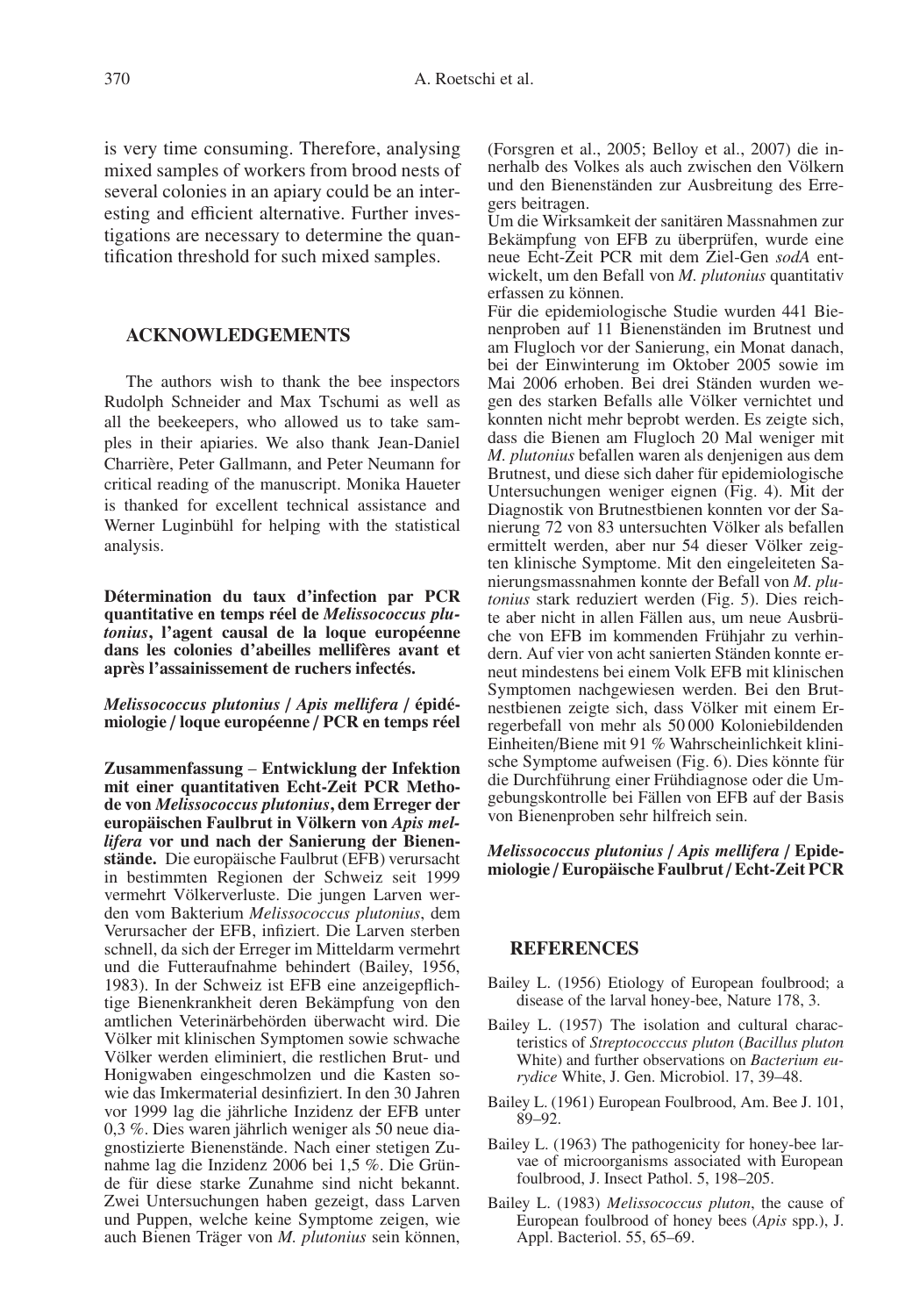is very time consuming. Therefore, analysing mixed samples of workers from brood nests of several colonies in an apiary could be an interesting and efficient alternative. Further investigations are necessary to determine the quantification threshold for such mixed samples.

## ACKNOWLEDGEMENTS

The authors wish to thank the bee inspectors Rudolph Schneider and Max Tschumi as well as all the beekeepers, who allowed us to take samples in their apiaries. We also thank Jean-Daniel Charrière, Peter Gallmann, and Peter Neumann for critical reading of the manuscript. Monika Haueter is thanked for excellent technical assistance and Werner Luginbühl for helping with the statistical analysis.

**Détermination du taux d'infection par PCR quantitative en temps réel de *Melissococcus plutonius*, l'agent causal de la loque européenne dans les colonies d'abeilles mellifères avant et après l'assainissement de ruchers infectés.**

***Melissococcus plutonius* / *Apis mellifera* / épidémiologie / loque européenne / PCR en temps réel**

**Zusammenfassung** – **Entwicklung der Infektion mit einer quantitativen Echt-Zeit PCR Methode von *Melissococcus plutonius*, dem Erreger der europäischen Faulbrut in Völkern von *Apis mellifera* vor und nach der Sanierung der Bienenstände.** Die europäische Faulbrut (EFB) verursacht in bestimmten Regionen der Schweiz seit 1999 vermehrt Völkerverluste. Die jungen Larven werden vom Bakterium *Melissococcus plutonius*, dem Verursacher der EFB, infiziert. Die Larven sterben schnell, da sich der Erreger im Mitteldarm vermehrt und die Futteraufnahme behindert (Bailey, 1956, 1983). In der Schweiz ist EFB eine anzeigepflichtige Bienenkrankheit deren Bekämpfung von den amtlichen Veterinärbehörden überwacht wird. Die Völker mit klinischen Symptomen sowie schwache Völker werden eliminiert, die restlichen Brut- und Honigwaben eingeschmolzen und die Kasten sowie das Imkermaterial desinfiziert. In den 30 Jahren vor 1999 lag die jährliche Inzidenz der EFB unter 0,3 %. Dies waren jährlich weniger als 50 neue diagnostizierte Bienenstände. Nach einer stetigen Zunahme lag die Inzidenz 2006 bei 1,5 %. Die Gründe für diese starke Zunahme sind nicht bekannt. Zwei Untersuchungen haben gezeigt, dass Larven und Puppen, welche keine Symptome zeigen, wie auch Bienen Träger von *M. plutonius* sein können, (Forsgren et al., 2005; Belloy et al., 2007) die innerhalb des Volkes als auch zwischen den Völkern und den Bienenständen zur Ausbreitung des Erregers beitragen.
Um die Wirksamkeit der sanitären Massnahmen zur Bekämpfung von EFB zu überprüfen, wurde eine neue Echt-Zeit PCR mit dem Ziel-Gen *sodA* entwickelt, um den Befall von *M. plutonius* quantitativ erfassen zu können.
Für die epidemiologische Studie wurden 441 Bienenproben auf 11 Bienenständen im Brutnest und am Flugloch vor der Sanierung, ein Monat danach, bei der Einwinterung im Oktober 2005 sowie im Mai 2006 erhoben. Bei drei Ständen wurden wegen des starken Befalls alle Völker vernichtet und konnten nicht mehr beprobt werden. Es zeigte sich, dass die Bienen am Flugloch 20 Mal weniger mit *M. plutonius* befallen waren als denjenigen aus dem Brutnest, und diese sich daher für epidemiologische Untersuchungen weniger eignen (Fig. 4). Mit der Diagnostik von Brutnestbienen konnten vor der Sanierung 72 von 83 untersuchten Völker als befallen ermittelt werden, aber nur 54 dieser Völker zeigten klinische Symptome. Mit den eingeleiteten Sanierungsmassnahmen konnte der Befall von *M. plutonius* stark reduziert werden (Fig. 5). Dies reichte aber nicht in allen Fällen aus, um neue Ausbrüche von EFB im kommenden Frühjahr zu verhindern. Auf vier von acht sanierten Ständen konnte erneut mindestens bei einem Volk EFB mit klinischen Symptomen nachgewiesen werden. Bei den Brutnestbienen zeigte sich, dass Völker mit einem Erregerbefall von mehr als 50 000 Koloniebildenden Einheiten/Biene mit 91 % Wahrscheinlichkeit klinische Symptome aufweisen (Fig. 6). Dies könnte für die Durchführung einer Frühdiagnose oder die Umgebungskontrolle bei Fällen von EFB auf der Basis von Bienenproben sehr hilfreich sein.

***Melissococcus plutonius* / *Apis mellifera* / Epidemiologie / Europäische Faulbrut / Echt-Zeit PCR**

## REFERENCES

Bailey L. (1956) Etiology of European foulbrood; a disease of the larval honey-bee, Nature 178, 3.

Bailey L. (1957) The isolation and cultural characteristics of *Streptococccus pluton* (*Bacillus pluton* White) and further observations on *Bacterium eurydice* White, J. Gen. Microbiol. 17, 39–48.

Bailey L. (1961) European Foulbrood, Am. Bee J. 101, 89–92.

Bailey L. (1963) The pathogenicity for honey-bee larvae of microorganisms associated with European foulbrood, J. Insect Pathol. 5, 198–205.

Bailey L. (1983) *Melissococcus pluton*, the cause of European foulbrood of honey bees (*Apis* spp.), J. Appl. Bacteriol. 55, 65–69.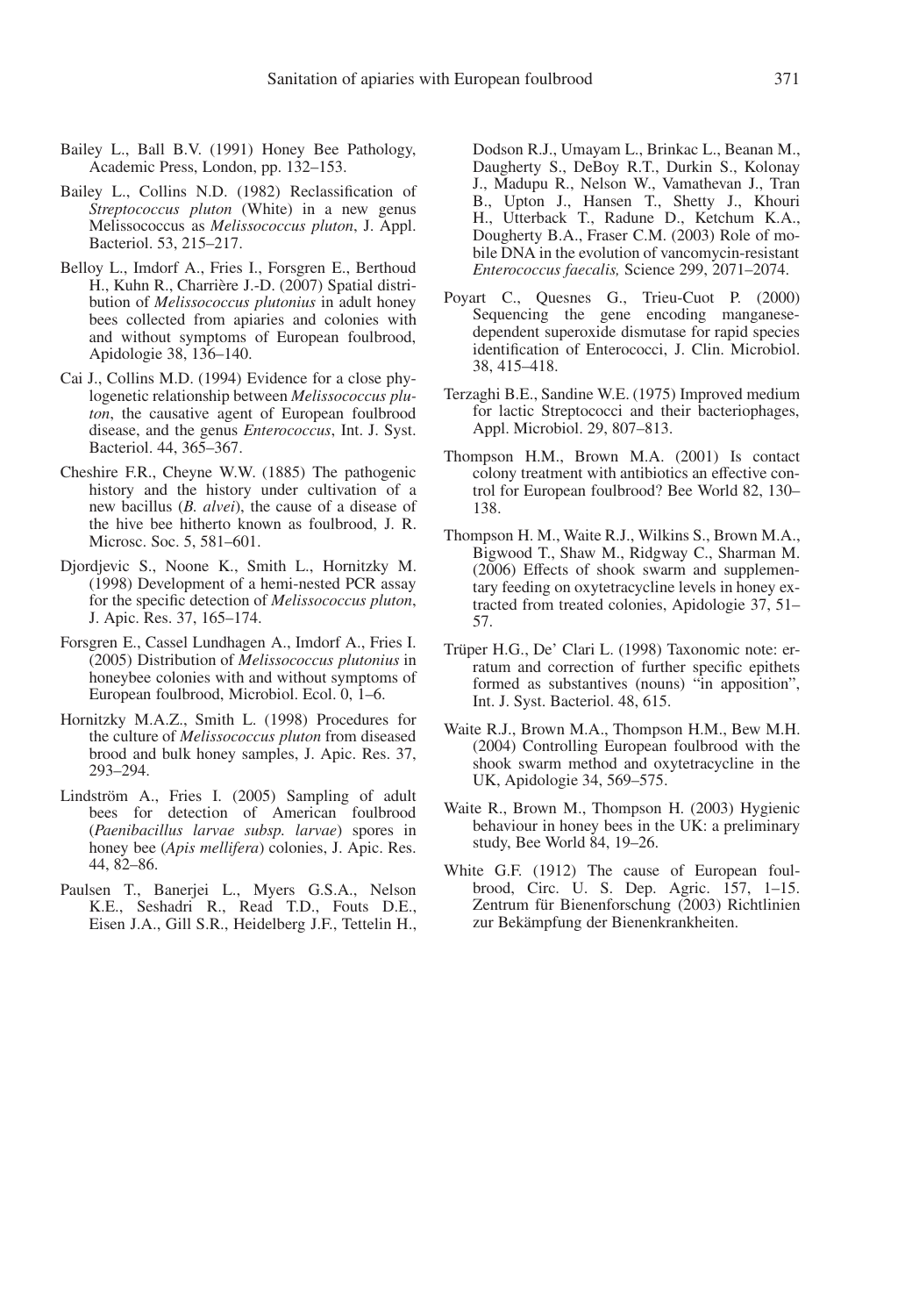Bailey L., Ball B.V. (1991) Honey Bee Pathology, Academic Press, London, pp. 132–153.

Bailey L., Collins N.D. (1982) Reclassification of *Streptococcus pluton* (White) in a new genus Melissococcus as *Melissococcus pluton*, J. Appl. Bacteriol. 53, 215–217.

Belloy L., Imdorf A., Fries I., Forsgren E., Berthoud H., Kuhn R., Charrière J.-D. (2007) Spatial distribution of *Melissococcus plutonius* in adult honey bees collected from apiaries and colonies with and without symptoms of European foulbrood, Apidologie 38, 136–140.

Cai J., Collins M.D. (1994) Evidence for a close phylogenetic relationship between *Melissococcus pluton*, the causative agent of European foulbrood disease, and the genus *Enterococcus*, Int. J. Syst. Bacteriol. 44, 365–367.

Cheshire F.R., Cheyne W.W. (1885) The pathogenic history and the history under cultivation of a new bacillus (*B. alvei*), the cause of a disease of the hive bee hitherto known as foulbrood, J. R. Microsc. Soc. 5, 581–601.

Djordjevic S., Noone K., Smith L., Hornitzky M. (1998) Development of a hemi-nested PCR assay for the specific detection of *Melissococcus pluton*, J. Apic. Res. 37, 165–174.

Forsgren E., Cassel Lundhagen A., Imdorf A., Fries I. (2005) Distribution of *Melissococcus plutonius* in honeybee colonies with and without symptoms of European foulbrood, Microbiol. Ecol. 0, 1–6.

Hornitzky M.A.Z., Smith L. (1998) Procedures for the culture of *Melissococcus pluton* from diseased brood and bulk honey samples, J. Apic. Res. 37, 293–294.

Lindström A., Fries I. (2005) Sampling of adult bees for detection of American foulbrood (*Paenibacillus larvae subsp. larvae*) spores in honey bee (*Apis mellifera*) colonies, J. Apic. Res. 44, 82–86.

Paulsen T., Banerjei L., Myers G.S.A., Nelson K.E., Seshadri R., Read T.D., Fouts D.E., Eisen J.A., Gill S.R., Heidelberg J.F., Tettelin H., Dodson R.J., Umayam L., Brinkac L., Beanan M., Daugherty S., DeBoy R.T., Durkin S., Kolonay J., Madupu R., Nelson W., Vamathevan J., Tran B., Upton J., Hansen T., Shetty J., Khouri H., Utterback T., Radune D., Ketchum K.A., Dougherty B.A., Fraser C.M. (2003) Role of mobile DNA in the evolution of vancomycin-resistant *Enterococcus faecalis,* Science 299, 2071–2074.

Poyart C., Quesnes G., Trieu-Cuot P. (2000) Sequencing the gene encoding manganese-dependent superoxide dismutase for rapid species identification of Enterococci, J. Clin. Microbiol. 38, 415–418.

Terzaghi B.E., Sandine W.E. (1975) Improved medium for lactic Streptococci and their bacteriophages, Appl. Microbiol. 29, 807–813.

Thompson H.M., Brown M.A. (2001) Is contact colony treatment with antibiotics an effective control for European foulbrood? Bee World 82, 130–138.

Thompson H. M., Waite R.J., Wilkins S., Brown M.A., Bigwood T., Shaw M., Ridgway C., Sharman M. (2006) Effects of shook swarm and supplementary feeding on oxytetracycline levels in honey extracted from treated colonies, Apidologie 37, 51–57.

Trüper H.G., De' Clari L. (1998) Taxonomic note: erratum and correction of further specific epithets formed as substantives (nouns) "in apposition", Int. J. Syst. Bacteriol. 48, 615.

Waite R.J., Brown M.A., Thompson H.M., Bew M.H. (2004) Controlling European foulbrood with the shook swarm method and oxytetracycline in the UK, Apidologie 34, 569–575.

Waite R., Brown M., Thompson H. (2003) Hygienic behaviour in honey bees in the UK: a preliminary study, Bee World 84, 19–26.

White G.F. (1912) The cause of European foulbrood, Circ. U. S. Dep. Agric. 157, 1–15. Zentrum für Bienenforschung (2003) Richtlinien zur Bekämpfung der Bienenkrankheiten.